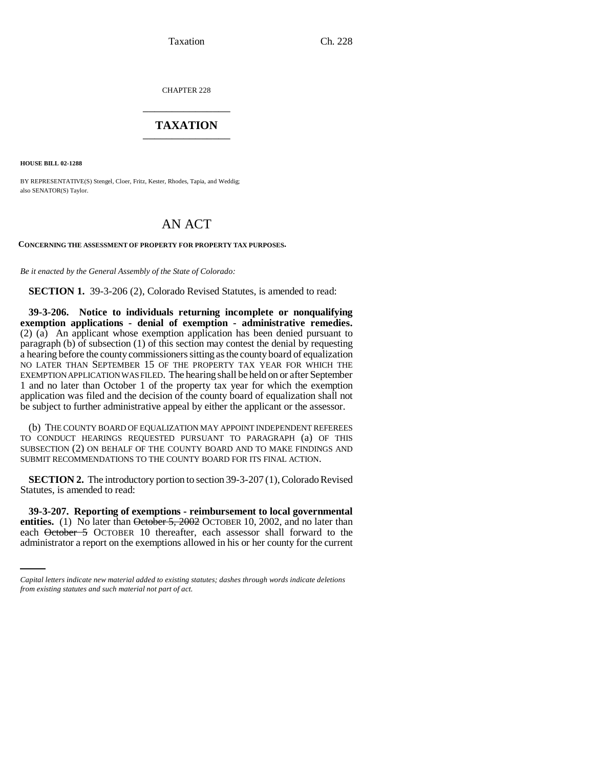CHAPTER 228

# TAXATION

**HOUSE BILL 02-1288**

BY REPRESENTATIVE(S) Stengel, Cloer, Fritz, Kester, Rhodes, Tapia, and Weddig;
also SENATOR(S) Taylor.

## AN ACT

**CONCERNING THE ASSESSMENT OF PROPERTY FOR PROPERTY TAX PURPOSES.**

*Be it enacted by the General Assembly of the State of Colorado:*

**SECTION 1.** 39-3-206 (2), Colorado Revised Statutes, is amended to read:

**39-3-206. Notice to individuals returning incomplete or nonqualifying exemption applications - denial of exemption - administrative remedies.** (2) (a) An applicant whose exemption application has been denied pursuant to paragraph (b) of subsection (1) of this section may contest the denial by requesting a hearing before the county commissioners sitting as the county board of equalization NO LATER THAN SEPTEMBER 15 OF THE PROPERTY TAX YEAR FOR WHICH THE EXEMPTION APPLICATION WAS FILED. The hearing shall be held on or after September 1 and no later than October 1 of the property tax year for which the exemption application was filed and the decision of the county board of equalization shall not be subject to further administrative appeal by either the applicant or the assessor.

(b) THE COUNTY BOARD OF EQUALIZATION MAY APPOINT INDEPENDENT REFEREES TO CONDUCT HEARINGS REQUESTED PURSUANT TO PARAGRAPH (a) OF THIS SUBSECTION (2) ON BEHALF OF THE COUNTY BOARD AND TO MAKE FINDINGS AND SUBMIT RECOMMENDATIONS TO THE COUNTY BOARD FOR ITS FINAL ACTION.

**SECTION 2.** The introductory portion to section 39-3-207 (1), Colorado Revised Statutes, is amended to read:

**39-3-207. Reporting of exemptions - reimbursement to local governmental entities.** (1) No later than ~~October 5, 2002~~ OCTOBER 10, 2002, and no later than each ~~October 5~~ OCTOBER 10 thereafter, each assessor shall forward to the administrator a report on the exemptions allowed in his or her county for the current

*Capital letters indicate new material added to existing statutes; dashes through words indicate deletions from existing statutes and such material not part of act.*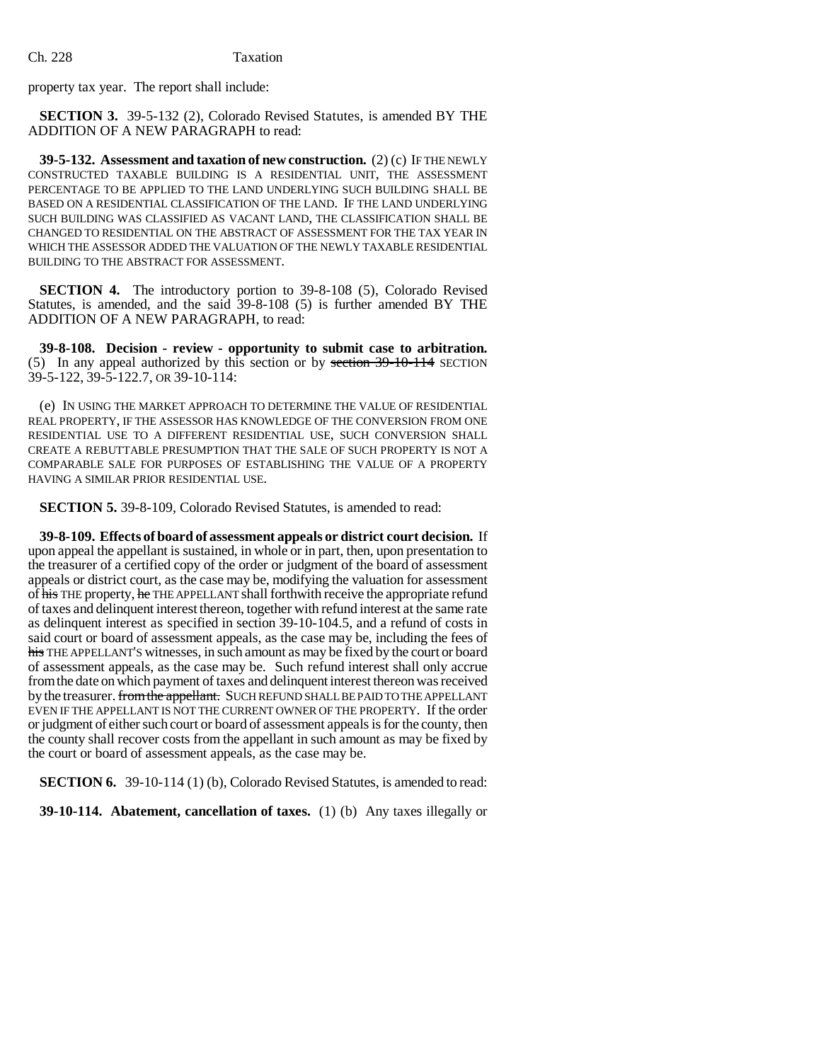property tax year. The report shall include:

**SECTION 3.** 39-5-132 (2), Colorado Revised Statutes, is amended BY THE ADDITION OF A NEW PARAGRAPH to read:

**39-5-132. Assessment and taxation of new construction.** (2) (c) IF THE NEWLY CONSTRUCTED TAXABLE BUILDING IS A RESIDENTIAL UNIT, THE ASSESSMENT PERCENTAGE TO BE APPLIED TO THE LAND UNDERLYING SUCH BUILDING SHALL BE BASED ON A RESIDENTIAL CLASSIFICATION OF THE LAND. IF THE LAND UNDERLYING SUCH BUILDING WAS CLASSIFIED AS VACANT LAND, THE CLASSIFICATION SHALL BE CHANGED TO RESIDENTIAL ON THE ABSTRACT OF ASSESSMENT FOR THE TAX YEAR IN WHICH THE ASSESSOR ADDED THE VALUATION OF THE NEWLY TAXABLE RESIDENTIAL BUILDING TO THE ABSTRACT FOR ASSESSMENT.

**SECTION 4.** The introductory portion to 39-8-108 (5), Colorado Revised Statutes, is amended, and the said 39-8-108 (5) is further amended BY THE ADDITION OF A NEW PARAGRAPH, to read:

**39-8-108. Decision - review - opportunity to submit case to arbitration.** (5) In any appeal authorized by this section or by ~~section 39-10-114~~ SECTION 39-5-122, 39-5-122.7, OR 39-10-114:

(e) IN USING THE MARKET APPROACH TO DETERMINE THE VALUE OF RESIDENTIAL REAL PROPERTY, IF THE ASSESSOR HAS KNOWLEDGE OF THE CONVERSION FROM ONE RESIDENTIAL USE TO A DIFFERENT RESIDENTIAL USE, SUCH CONVERSION SHALL CREATE A REBUTTABLE PRESUMPTION THAT THE SALE OF SUCH PROPERTY IS NOT A COMPARABLE SALE FOR PURPOSES OF ESTABLISHING THE VALUE OF A PROPERTY HAVING A SIMILAR PRIOR RESIDENTIAL USE.

**SECTION 5.** 39-8-109, Colorado Revised Statutes, is amended to read:

**39-8-109. Effects of board of assessment appeals or district court decision.** If upon appeal the appellant is sustained, in whole or in part, then, upon presentation to the treasurer of a certified copy of the order or judgment of the board of assessment appeals or district court, as the case may be, modifying the valuation for assessment of ~~his~~ THE property, ~~he~~ THE APPELLANT shall forthwith receive the appropriate refund of taxes and delinquent interest thereon, together with refund interest at the same rate as delinquent interest as specified in section 39-10-104.5, and a refund of costs in said court or board of assessment appeals, as the case may be, including the fees of ~~his~~ THE APPELLANT'S witnesses, in such amount as may be fixed by the court or board of assessment appeals, as the case may be. Such refund interest shall only accrue from the date on which payment of taxes and delinquent interest thereon was received by the treasurer. ~~from the appellant.~~ SUCH REFUND SHALL BE PAID TO THE APPELLANT EVEN IF THE APPELLANT IS NOT THE CURRENT OWNER OF THE PROPERTY. If the order or judgment of either such court or board of assessment appeals is for the county, then the county shall recover costs from the appellant in such amount as may be fixed by the court or board of assessment appeals, as the case may be.

**SECTION 6.** 39-10-114 (1) (b), Colorado Revised Statutes, is amended to read:

**39-10-114. Abatement, cancellation of taxes.** (1) (b) Any taxes illegally or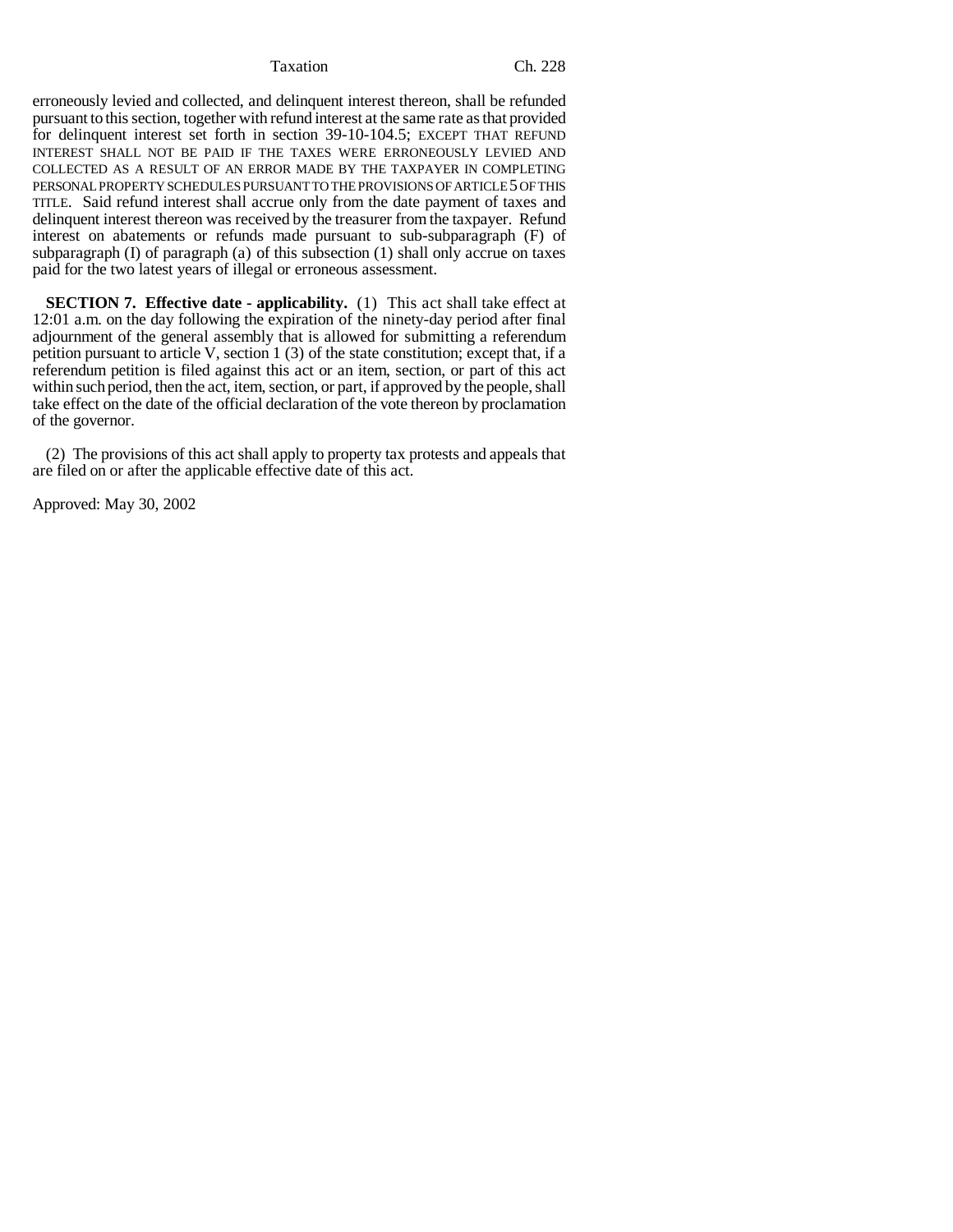erroneously levied and collected, and delinquent interest thereon, shall be refunded pursuant to this section, together with refund interest at the same rate as that provided for delinquent interest set forth in section 39-10-104.5; EXCEPT THAT REFUND INTEREST SHALL NOT BE PAID IF THE TAXES WERE ERRONEOUSLY LEVIED AND COLLECTED AS A RESULT OF AN ERROR MADE BY THE TAXPAYER IN COMPLETING PERSONAL PROPERTY SCHEDULES PURSUANT TO THE PROVISIONS OF ARTICLE 5 OF THIS TITLE. Said refund interest shall accrue only from the date payment of taxes and delinquent interest thereon was received by the treasurer from the taxpayer. Refund interest on abatements or refunds made pursuant to sub-subparagraph (F) of subparagraph (I) of paragraph (a) of this subsection (1) shall only accrue on taxes paid for the two latest years of illegal or erroneous assessment.

**SECTION 7. Effective date - applicability.** (1) This act shall take effect at 12:01 a.m. on the day following the expiration of the ninety-day period after final adjournment of the general assembly that is allowed for submitting a referendum petition pursuant to article V, section 1 (3) of the state constitution; except that, if a referendum petition is filed against this act or an item, section, or part of this act within such period, then the act, item, section, or part, if approved by the people, shall take effect on the date of the official declaration of the vote thereon by proclamation of the governor.

(2) The provisions of this act shall apply to property tax protests and appeals that are filed on or after the applicable effective date of this act.

Approved: May 30, 2002